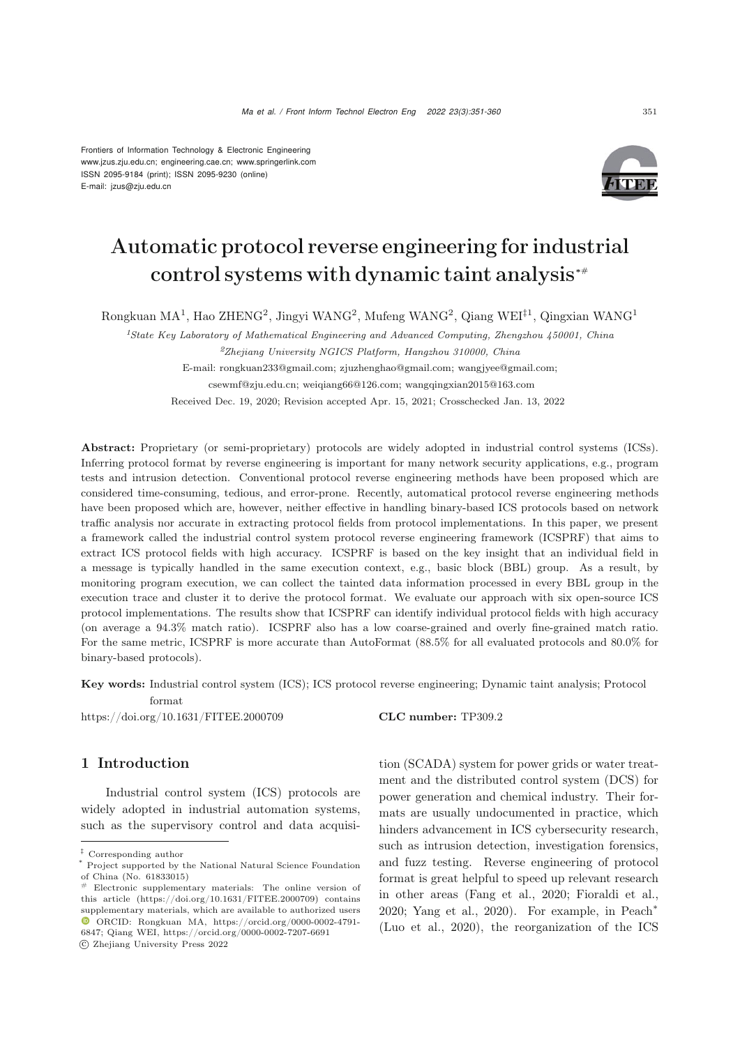Frontiers of Information Technology & Electronic Engineering
www.jzus.zju.edu.cn; engineering.cae.cn; www.springerlink.com
ISSN 2095-9184 (print); ISSN 2095-9230 (online)
E-mail: jzus@zju.edu.cn

# Automatic protocol reverse engineering for industrial control systems with dynamic taint analysis[*#]

Rongkuan MA[1], Hao ZHENG[2], Jingyi WANG[2], Mufeng WANG[2], Qiang WEI[‡1], Qingxian WANG[1]

[1]*State Key Laboratory of Mathematical Engineering and Advanced Computing, Zhengzhou 450001, China*

[2]*Zhejiang University NGICS Platform, Hangzhou 310000, China*

E-mail: rongkuan233@gmail.com; zjuzhenghao@gmail.com; wangjyee@gmail.com; csewmf@zju.edu.cn; weiqiang66@126.com; wangqingxian2015@163.com

Received Dec. 19, 2020; Revision accepted Apr. 15, 2021; Crosschecked Jan. 13, 2022

**Abstract:** Proprietary (or semi-proprietary) protocols are widely adopted in industrial control systems (ICSs). Inferring protocol format by reverse engineering is important for many network security applications, e.g., program tests and intrusion detection. Conventional protocol reverse engineering methods have been proposed which are considered time-consuming, tedious, and error-prone. Recently, automatical protocol reverse engineering methods have been proposed which are, however, neither effective in handling binary-based ICS protocols based on network traffic analysis nor accurate in extracting protocol fields from protocol implementations. In this paper, we present a framework called the industrial control system protocol reverse engineering framework (ICSPRF) that aims to extract ICS protocol fields with high accuracy. ICSPRF is based on the key insight that an individual field in a message is typically handled in the same execution context, e.g., basic block (BBL) group. As a result, by monitoring program execution, we can collect the tainted data information processed in every BBL group in the execution trace and cluster it to derive the protocol format. We evaluate our approach with six open-source ICS protocol implementations. The results show that ICSPRF can identify individual protocol fields with high accuracy (on average a 94.3% match ratio). ICSPRF also has a low coarse-grained and overly fine-grained match ratio. For the same metric, ICSPRF is more accurate than AutoFormat (88.5% for all evaluated protocols and 80.0% for binary-based protocols).

**Key words:** Industrial control system (ICS); ICS protocol reverse engineering; Dynamic taint analysis; Protocol format

https://doi.org/10.1631/FITEE.2000709 **CLC number:** TP309.2

## 1 Introduction

Industrial control system (ICS) protocols are widely adopted in industrial automation systems, such as the supervisory control and data acquisition (SCADA) system for power grids or water treatment and the distributed control system (DCS) for power generation and chemical industry. Their formats are usually undocumented in practice, which hinders advancement in ICS cybersecurity research, such as intrusion detection, investigation forensics, and fuzz testing. Reverse engineering of protocol format is great helpful to speed up relevant research in other areas (Fang et al., 2020; Fioraldi et al., 2020; Yang et al., 2020). For example, in Peach* (Luo et al., 2020), the reorganization of the ICS

---

‡ Corresponding author

\* Project supported by the National Natural Science Foundation of China (No. 61833015)

\# Electronic supplementary materials: The online version of this article (https://doi.org/10.1631/FITEE.2000709) contains supplementary materials, which are available to authorized users

ORCID: Rongkuan MA, https://orcid.org/0000-0002-4791-6847; Qiang WEI, https://orcid.org/0000-0002-7207-6691

© Zhejiang University Press 2022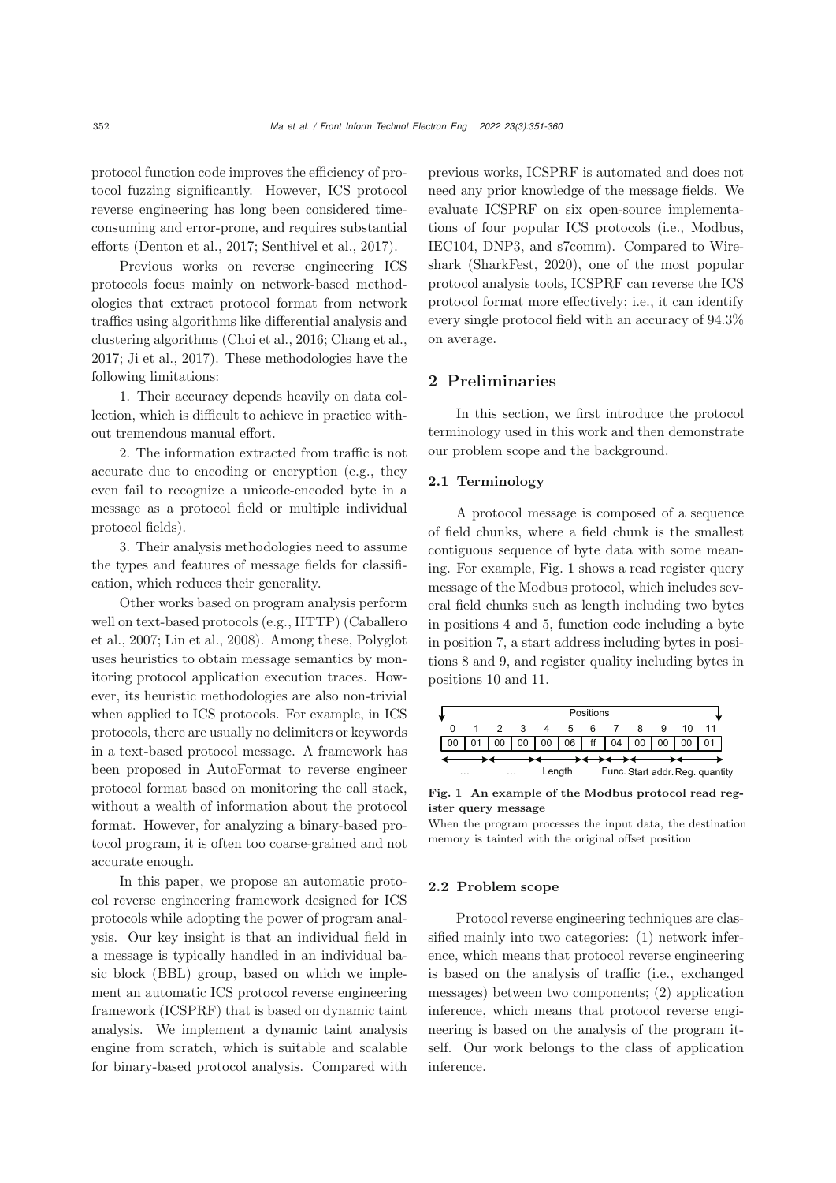protocol function code improves the efficiency of protocol fuzzing significantly. However, ICS protocol reverse engineering has long been considered time-consuming and error-prone, and requires substantial efforts (Denton et al., 2017; Senthivel et al., 2017).

Previous works on reverse engineering ICS protocols focus mainly on network-based methodologies that extract protocol format from network traffics using algorithms like differential analysis and clustering algorithms (Choi et al., 2016; Chang et al., 2017; Ji et al., 2017). These methodologies have the following limitations:

1. Their accuracy depends heavily on data collection, which is difficult to achieve in practice without tremendous manual effort.

2. The information extracted from traffic is not accurate due to encoding or encryption (e.g., they even fail to recognize a unicode-encoded byte in a message as a protocol field or multiple individual protocol fields).

3. Their analysis methodologies need to assume the types and features of message fields for classification, which reduces their generality.

Other works based on program analysis perform well on text-based protocols (e.g., HTTP) (Caballero et al., 2007; Lin et al., 2008). Among these, Polyglot uses heuristics to obtain message semantics by monitoring protocol application execution traces. However, its heuristic methodologies are also non-trivial when applied to ICS protocols. For example, in ICS protocols, there are usually no delimiters or keywords in a text-based protocol message. A framework has been proposed in AutoFormat to reverse engineer protocol format based on monitoring the call stack, without a wealth of information about the protocol format. However, for analyzing a binary-based protocol program, it is often too coarse-grained and not accurate enough.

In this paper, we propose an automatic protocol reverse engineering framework designed for ICS protocols while adopting the power of program analysis. Our key insight is that an individual field in a message is typically handled in an individual basic block (BBL) group, based on which we implement an automatic ICS protocol reverse engineering framework (ICSPRF) that is based on dynamic taint analysis. We implement a dynamic taint analysis engine from scratch, which is suitable and scalable for binary-based protocol analysis. Compared with previous works, ICSPRF is automated and does not need any prior knowledge of the message fields. We evaluate ICSPRF on six open-source implementations of four popular ICS protocols (i.e., Modbus, IEC104, DNP3, and s7comm). Compared to Wireshark (SharkFest, 2020), one of the most popular protocol analysis tools, ICSPRF can reverse the ICS protocol format more effectively; i.e., it can identify every single protocol field with an accuracy of 94.3% on average.

## 2 Preliminaries

In this section, we first introduce the protocol terminology used in this work and then demonstrate our problem scope and the background.

### 2.1 Terminology

A protocol message is composed of a sequence of field chunks, where a field chunk is the smallest contiguous sequence of byte data with some meaning. For example, Fig. 1 shows a read register query message of the Modbus protocol, which includes several field chunks such as length including two bytes in positions 4 and 5, function code including a byte in position 7, a start address including bytes in positions 8 and 9, and register quality including bytes in positions 10 and 11.

| Positions | | | | | | | | | | | |
|---|---|---|---|---|---|---|---|---|---|---|---|
| 0 | 1 | 2 | 3 | 4 | 5 | 6 | 7 | 8 | 9 | 10 | 11 |
| 00 | 01 | 00 | 00 | 00 | 06 | ff | 04 | 00 | 00 | 00 | 01 |
| ... | | ... | | Length | | | Func. | Start addr. | | Reg. quantity | |

**Fig. 1 An example of the Modbus protocol read register query message**

When the program processes the input data, the destination memory is tainted with the original offset position

### 2.2 Problem scope

Protocol reverse engineering techniques are classified mainly into two categories: (1) network inference, which means that protocol reverse engineering is based on the analysis of traffic (i.e., exchanged messages) between two components; (2) application inference, which means that protocol reverse engineering is based on the analysis of the program itself. Our work belongs to the class of application inference.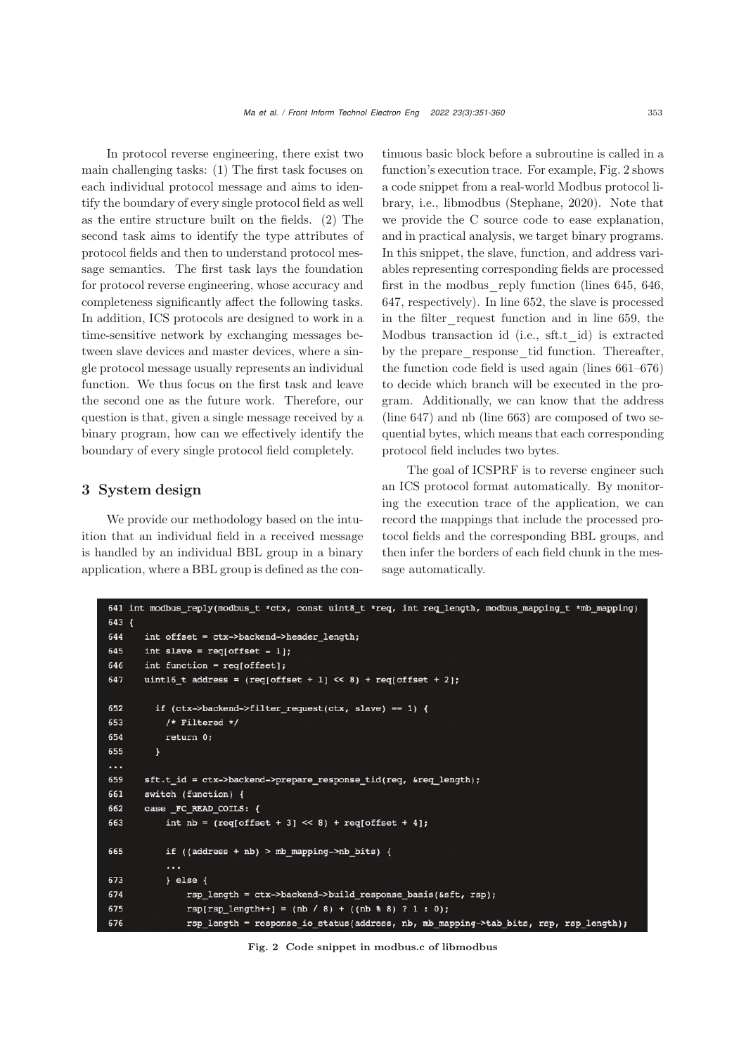In protocol reverse engineering, there exist two main challenging tasks: (1) The first task focuses on each individual protocol message and aims to identify the boundary of every single protocol field as well as the entire structure built on the fields. (2) The second task aims to identify the type attributes of protocol fields and then to understand protocol message semantics. The first task lays the foundation for protocol reverse engineering, whose accuracy and completeness significantly affect the following tasks. In addition, ICS protocols are designed to work in a time-sensitive network by exchanging messages between slave devices and master devices, where a single protocol message usually represents an individual function. We thus focus on the first task and leave the second one as the future work. Therefore, our question is that, given a single message received by a binary program, how can we effectively identify the boundary of every single protocol field completely.

## 3 System design

We provide our methodology based on the intuition that an individual field in a received message is handled by an individual BBL group in a binary application, where a BBL group is defined as the continuous basic block before a subroutine is called in a function's execution trace. For example, Fig. 2 shows a code snippet from a real-world Modbus protocol library, i.e., libmodbus (Stephane, 2020). Note that we provide the C source code to ease explanation, and in practical analysis, we target binary programs. In this snippet, the slave, function, and address variables representing corresponding fields are processed first in the modbus_reply function (lines 645, 646, 647, respectively). In line 652, the slave is processed in the filter_request function and in line 659, the Modbus transaction id (i.e., sft.t_id) is extracted by the prepare_response_tid function. Thereafter, the function code field is used again (lines 661–676) to decide which branch will be executed in the program. Additionally, we can know that the address (line 647) and nb (line 663) are composed of two sequential bytes, which means that each corresponding protocol field includes two bytes.

The goal of ICSPRF is to reverse engineer such an ICS protocol format automatically. By monitoring the execution trace of the application, we can record the mappings that include the processed protocol fields and the corresponding BBL groups, and then infer the borders of each field chunk in the message automatically.

```
641 int modbus_reply(modbus_t *ctx, const uint8_t *req, int req_length, modbus_mapping_t *mb_mapping)
643 {
644     int offset = ctx->backend->header_length;
645     int slave = req[offset - 1];
646     int function = req[offset];
647     uint16_t address = (req[offset + 1] << 8) + req[offset + 2];

652       if (ctx->backend->filter_request(ctx, slave) == 1) {
653         /* Filtered */
654         return 0;
655       }
...
659     sft.t_id = ctx->backend->prepare_response_tid(req, &req_length);
661     switch (function) {
662     case _FC_READ_COILS: {
663         int nb = (req[offset + 3] << 8) + req[offset + 4];

665         if ((address + nb) > mb_mapping->nb_bits) {
            ...
673         } else {
674             rsp_length = ctx->backend->build_response_basis(&sft, rsp);
675             rsp[rsp_length++] = (nb / 8) + ((nb % 8) ? 1 : 0);
676             rsp_length = response_io_status(address, nb, mb_mapping->tab_bits, rsp, rsp_length);
```

**Fig. 2 Code snippet in modbus.c of libmodbus**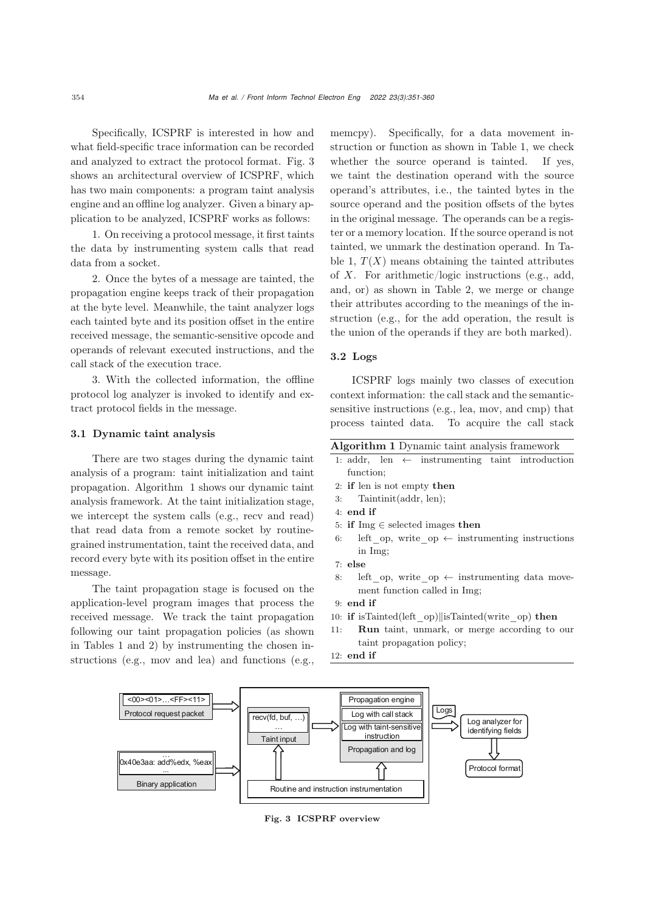Specifically, ICSPRF is interested in how and what field-specific trace information can be recorded and analyzed to extract the protocol format. Fig. 3 shows an architectural overview of ICSPRF, which has two main components: a program taint analysis engine and an offline log analyzer. Given a binary application to be analyzed, ICSPRF works as follows:

1. On receiving a protocol message, it first taints the data by instrumenting system calls that read data from a socket.

2. Once the bytes of a message are tainted, the propagation engine keeps track of their propagation at the byte level. Meanwhile, the taint analyzer logs each tainted byte and its position offset in the entire received message, the semantic-sensitive opcode and operands of relevant executed instructions, and the call stack of the execution trace.

3. With the collected information, the offline protocol log analyzer is invoked to identify and extract protocol fields in the message.

### 3.1 Dynamic taint analysis

There are two stages during the dynamic taint analysis of a program: taint initialization and taint propagation. Algorithm 1 shows our dynamic taint analysis framework. At the taint initialization stage, we intercept the system calls (e.g., recv and read) that read data from a remote socket by routine-grained instrumentation, taint the received data, and record every byte with its position offset in the entire message.

The taint propagation stage is focused on the application-level program images that process the received message. We track the taint propagation following our taint propagation policies (as shown in Tables 1 and 2) by instrumenting the chosen instructions (e.g., mov and lea) and functions (e.g., memcpy). Specifically, for a data movement instruction or function as shown in Table 1, we check whether the source operand is tainted. If yes, we taint the destination operand with the source operand's attributes, i.e., the tainted bytes in the source operand and the position offsets of the bytes in the original message. The operands can be a register or a memory location. If the source operand is not tainted, we unmark the destination operand. In Table 1, $T(X)$ means obtaining the tainted attributes of $X$. For arithmetic/logic instructions (e.g., add, and, or) as shown in Table 2, we merge or change their attributes according to the meanings of the instruction (e.g., for the add operation, the result is the union of the operands if they are both marked).

### 3.2 Logs

ICSPRF logs mainly two classes of execution context information: the call stack and the semantic-sensitive instructions (e.g., lea, mov, and cmp) that process tainted data. To acquire the call stack

**Algorithm 1** Dynamic taint analysis framework

```
1: addr, len ← instrumenting taint introduction function;
2: if len is not empty then
3:     Taintinit(addr, len);
4: end if
5: if Img ∈ selected images then
6:     left_op, write_op ← instrumenting instructions in Img;
7: else
8:     left_op, write_op ← instrumenting data movement function called in Img;
9: end if
10: if isTainted(left_op)||isTainted(write_op) then
11:     Run taint, unmark, or merge according to our taint propagation policy;
12: end if
```

Fig. 3 ICSPRF overview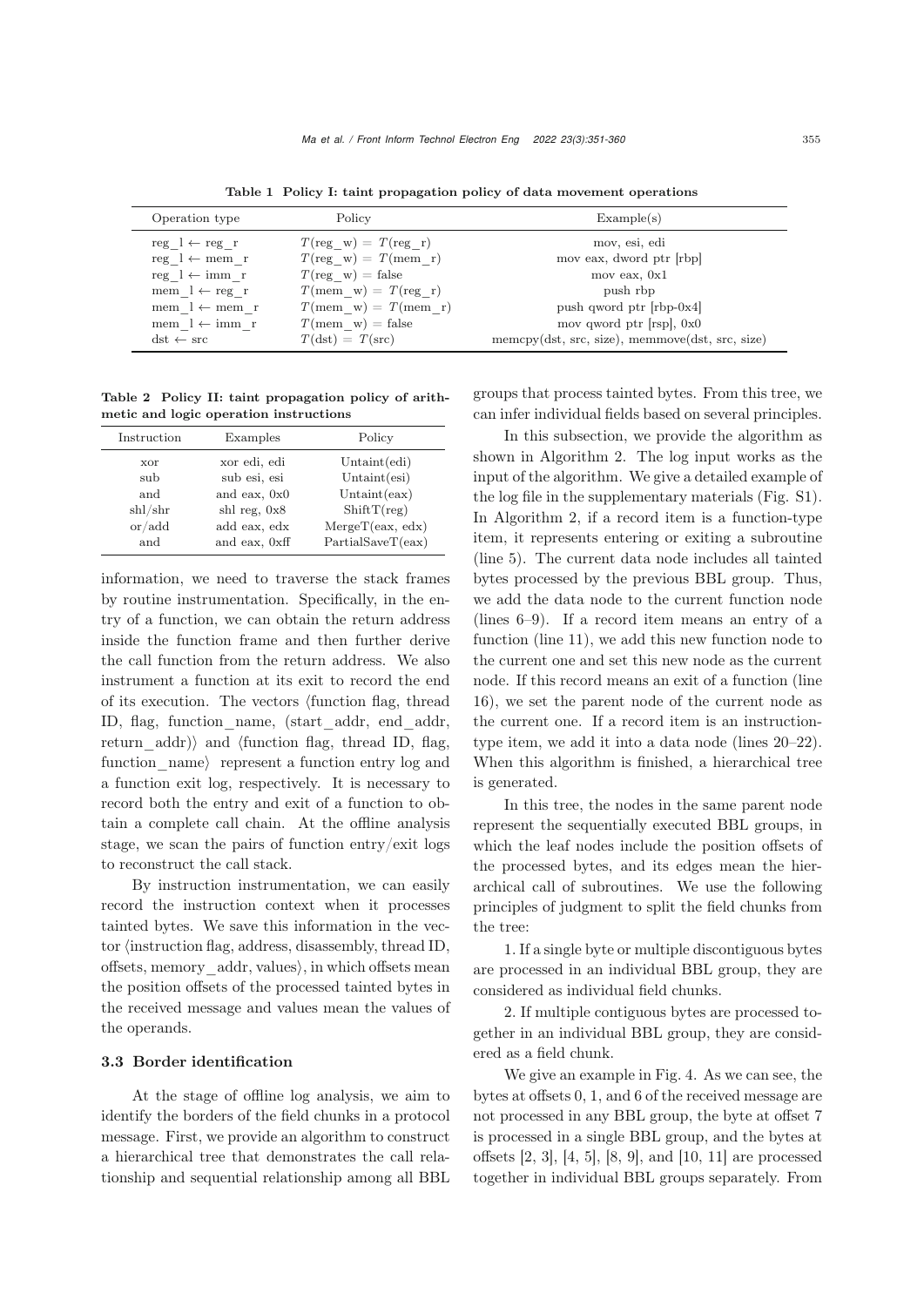**Table 1 Policy I: taint propagation policy of data movement operations**

| Operation type | Policy | Example(s) |
|---|---|---|
| reg_l ← reg_r | $T$(reg_w) = $T$(reg_r) | mov, esi, edi |
| reg_l ← mem_r | $T$(reg_w) = $T$(mem_r) | mov eax, dword ptr [rbp] |
| reg_l ← imm_r | $T$(reg_w) = false | mov eax, 0x1 |
| mem_l ← reg_r | $T$(mem_w) = $T$(reg_r) | push rbp |
| mem_l ← mem_r | $T$(mem_w) = $T$(mem_r) | push qword ptr [rbp-0x4] |
| mem_l ← imm_r | $T$(mem_w) = false | mov qword ptr [rsp], 0x0 |
| dst ← src | $T$(dst) = $T$(src) | memcpy(dst, src, size), memmove(dst, src, size) |

**Table 2 Policy II: taint propagation policy of arithmetic and logic operation instructions**

| Instruction | Examples | Policy |
|---|---|---|
| xor | xor edi, edi | Untaint(edi) |
| sub | sub esi, esi | Untaint(esi) |
| and | and eax, 0x0 | Untaint(eax) |
| shl/shr | shl reg, 0x8 | ShiftT(reg) |
| or/add | add eax, edx | MergeT(eax, edx) |
| and | and eax, 0xff | PartialSaveT(eax) |

information, we need to traverse the stack frames by routine instrumentation. Specifically, in the entry of a function, we can obtain the return address inside the function frame and then further derive the call function from the return address. We also instrument a function at its exit to record the end of its execution. The vectors ⟨function flag, thread ID, flag, function_name, (start_addr, end_addr, return_addr)⟩ and ⟨function flag, thread ID, flag, function_name⟩ represent a function entry log and a function exit log, respectively. It is necessary to record both the entry and exit of a function to obtain a complete call chain. At the offline analysis stage, we scan the pairs of function entry/exit logs to reconstruct the call stack.

By instruction instrumentation, we can easily record the instruction context when it processes tainted bytes. We save this information in the vector ⟨instruction flag, address, disassembly, thread ID, offsets, memory_addr, values⟩, in which offsets mean the position offsets of the processed tainted bytes in the received message and values mean the values of the operands.

### 3.3 Border identification

At the stage of offline log analysis, we aim to identify the borders of the field chunks in a protocol message. First, we provide an algorithm to construct a hierarchical tree that demonstrates the call relationship and sequential relationship among all BBL groups that process tainted bytes. From this tree, we can infer individual fields based on several principles.

In this subsection, we provide the algorithm as shown in Algorithm 2. The log input works as the input of the algorithm. We give a detailed example of the log file in the supplementary materials (Fig. S1). In Algorithm 2, if a record item is a function-type item, it represents entering or exiting a subroutine (line 5). The current data node includes all tainted bytes processed by the previous BBL group. Thus, we add the data node to the current function node (lines 6–9). If a record item means an entry of a function (line 11), we add this new function node to the current one and set this new node as the current node. If this record means an exit of a function (line 16), we set the parent node of the current node as the current one. If a record item is an instruction-type item, we add it into a data node (lines 20–22). When this algorithm is finished, a hierarchical tree is generated.

In this tree, the nodes in the same parent node represent the sequentially executed BBL groups, in which the leaf nodes include the position offsets of the processed bytes, and its edges mean the hierarchical call of subroutines. We use the following principles of judgment to split the field chunks from the tree:

1. If a single byte or multiple discontiguous bytes are processed in an individual BBL group, they are considered as individual field chunks.

2. If multiple contiguous bytes are processed together in an individual BBL group, they are considered as a field chunk.

We give an example in Fig. 4. As we can see, the bytes at offsets 0, 1, and 6 of the received message are not processed in any BBL group, the byte at offset 7 is processed in a single BBL group, and the bytes at offsets [2, 3], [4, 5], [8, 9], and [10, 11] are processed together in individual BBL groups separately. From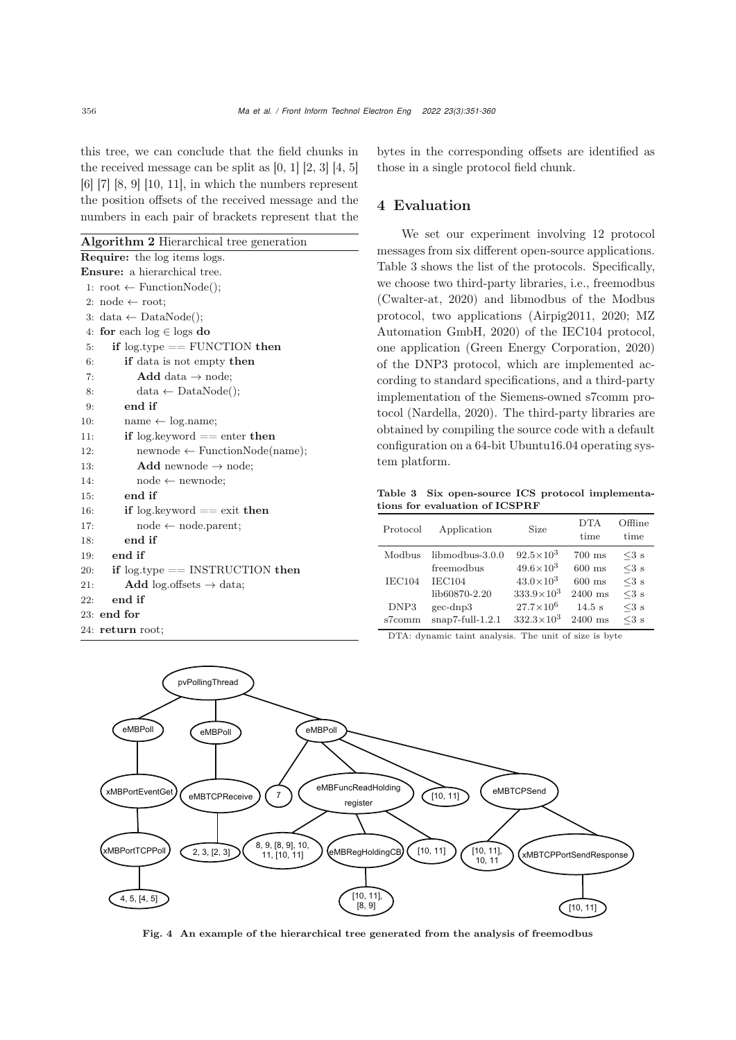this tree, we can conclude that the field chunks in the received message can be split as [0, 1] [2, 3] [4, 5] [6] [7] [8, 9] [10, 11], in which the numbers represent the position offsets of the received message and the numbers in each pair of brackets represent that the bytes in the corresponding offsets are identified as those in a single protocol field chunk.

**Algorithm 2** Hierarchical tree generation

```
Require: the log items logs.
Ensure: a hierarchical tree.
 1: root ← FunctionNode();
 2: node ← root;
 3: data ← DataNode();
 4: for each log ∈ logs do
 5:   if log.type == FUNCTION then
 6:     if data is not empty then
 7:       Add data → node;
 8:       data ← DataNode();
 9:     end if
10:     name ← log.name;
11:     if log.keyword == enter then
12:       newnode ← FunctionNode(name);
13:       Add newnode → node;
14:       node ← newnode;
15:     end if
16:     if log.keyword == exit then
17:       node ← node.parent;
18:     end if
19:   end if
20:   if log.type == INSTRUCTION then
21:     Add log.offsets → data;
22:   end if
23: end for
24: return root;
```

## 4 Evaluation

We set our experiment involving 12 protocol messages from six different open-source applications. Table 3 shows the list of the protocols. Specifically, we choose two third-party libraries, i.e., freemodbus (Cwalter-at, 2020) and libmodbus of the Modbus protocol, two applications (Airpig2011, 2020; MZ Automation GmbH, 2020) of the IEC104 protocol, one application (Green Energy Corporation, 2020) of the DNP3 protocol, which are implemented according to standard specifications, and a third-party implementation of the Siemens-owned s7comm protocol (Nardella, 2020). The third-party libraries are obtained by compiling the source code with a default configuration on a 64-bit Ubuntu16.04 operating system platform.

**Table 3 Six open-source ICS protocol implementations for evaluation of ICSPRF**

| Protocol | Application | Size | DTA time | Offline time |
|---|---|---|---|---|
| Modbus | libmodbus-3.0.0 | $92.5\times10^3$ | 700 ms | $\leq3$ s |
| | freemodbus | $49.6\times10^3$ | 600 ms | $\leq3$ s |
| IEC104 | IEC104 | $43.0\times10^3$ | 600 ms | $\leq3$ s |
| | lib60870-2.20 | $333.9\times10^3$ | 2400 ms | $\leq3$ s |
| DNP3 | gec-dnp3 | $27.7\times10^6$ | 14.5 s | $\leq3$ s |
| s7comm | snap7-full-1.2.1 | $332.3\times10^3$ | 2400 ms | $\leq3$ s |

DTA: dynamic taint analysis. The unit of size is byte

**Fig. 4 An example of the hierarchical tree generated from the analysis of freemodbus**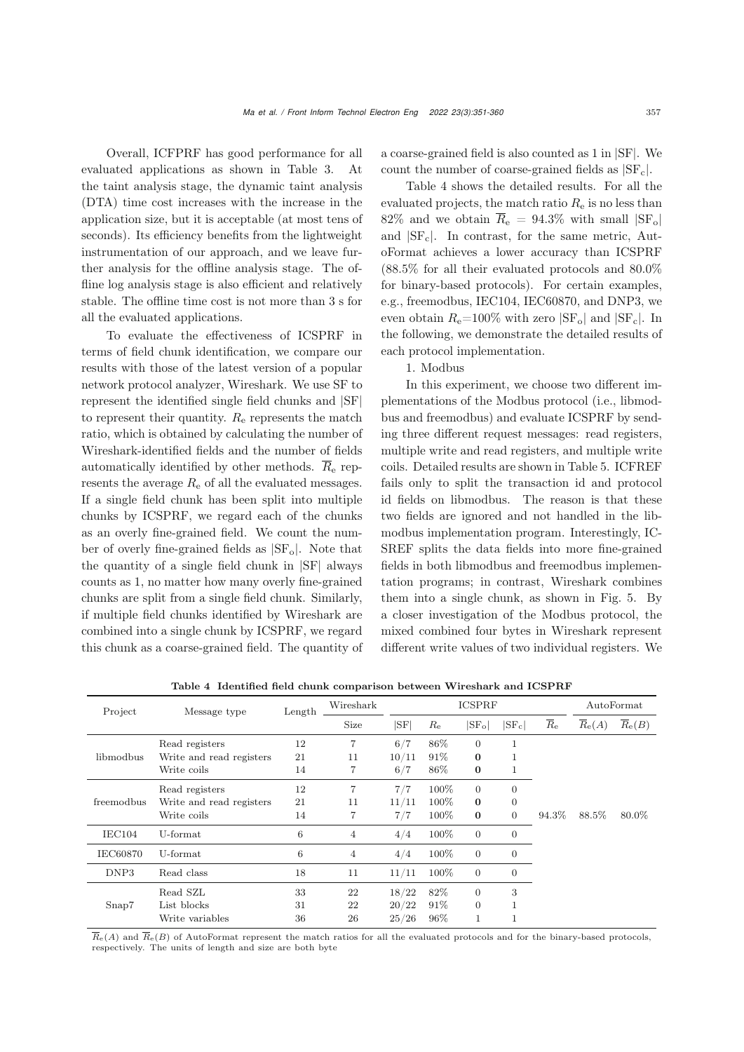Overall, ICFPRF has good performance for all evaluated applications as shown in Table 3. At the taint analysis stage, the dynamic taint analysis (DTA) time cost increases with the increase in the application size, but it is acceptable (at most tens of seconds). Its efficiency benefits from the lightweight instrumentation of our approach, and we leave further analysis for the offline analysis stage. The offline log analysis stage is also efficient and relatively stable. The offline time cost is not more than 3 s for all the evaluated applications.

To evaluate the effectiveness of ICSPRF in terms of field chunk identification, we compare our results with those of the latest version of a popular network protocol analyzer, Wireshark. We use SF to represent the identified single field chunks and |SF| to represent their quantity. $R_{\mathrm{e}}$ represents the match ratio, which is obtained by calculating the number of Wireshark-identified fields and the number of fields automatically identified by other methods. $\overline{R}_{\mathrm{e}}$ represents the average $R_{\mathrm{e}}$ of all the evaluated messages. If a single field chunk has been split into multiple chunks by ICSPRF, we regard each of the chunks as an overly fine-grained field. We count the number of overly fine-grained fields as $|\mathrm{SF_o}|$. Note that the quantity of a single field chunk in |SF| always counts as 1, no matter how many overly fine-grained chunks are split from a single field chunk. Similarly, if multiple field chunks identified by Wireshark are combined into a single chunk by ICSPRF, we regard this chunk as a coarse-grained field. The quantity of a coarse-grained field is also counted as 1 in |SF|. We count the number of coarse-grained fields as $|\mathrm{SF_c}|$.

Table 4 shows the detailed results. For all the evaluated projects, the match ratio $R_{\mathrm{e}}$ is no less than 82% and we obtain $\overline{R}_{\mathrm{e}} = 94.3\%$ with small $|\mathrm{SF_o}|$ and $|\mathrm{SF_c}|$. In contrast, for the same metric, AutoFormat achieves a lower accuracy than ICSPRF (88.5% for all their evaluated protocols and 80.0% for binary-based protocols). For certain examples, e.g., freemodbus, IEC104, IEC60870, and DNP3, we even obtain $R_{\mathrm{e}}$=100% with zero $|\mathrm{SF_o}|$ and $|\mathrm{SF_c}|$. In the following, we demonstrate the detailed results of each protocol implementation.

1. Modbus

In this experiment, we choose two different implementations of the Modbus protocol (i.e., libmodbus and freemodbus) and evaluate ICSPRF by sending three different request messages: read registers, multiple write and read registers, and multiple write coils. Detailed results are shown in Table 5. ICFREF fails only to split the transaction id and protocol id fields on libmodbus. The reason is that these two fields are ignored and not handled in the libmodbus implementation program. Interestingly, ICSREF splits the data fields into more fine-grained fields in both libmodbus and freemodbus implementation programs; in contrast, Wireshark combines them into a single chunk, as shown in Fig. 5. By a closer investigation of the Modbus protocol, the mixed combined four bytes in Wireshark represent different write values of two individual registers. We

**Table 4 Identified field chunk comparison between Wireshark and ICSPRF**

| Project | Message type | Length | Wireshark | ICSPRF | | | | | AutoFormat | |
|---|---|---|---|---|---|---|---|---|---|---|
| | | | Size | $\|\mathrm{SF}\|$ | $R_{\mathrm{e}}$ | $\|\mathrm{SF_o}\|$ | $\|\mathrm{SF_c}\|$ | $\overline{R}_{\mathrm{e}}$ | $\overline{R}_{\mathrm{e}}(A)$ | $\overline{R}_{\mathrm{e}}(B)$ |
| libmodbus | Read registers | 12 | 7 | 6/7 | 86% | 0 | 1 | 94.3% | 88.5% | 80.0% |
| | Write and read registers | 21 | 11 | 10/11 | 91% | **0** | 1 | | | |
| | Write coils | 14 | 7 | 6/7 | 86% | **0** | 1 | | | |
| freemodbus | Read registers | 12 | 7 | 7/7 | 100% | 0 | 0 | | | |
| | Write and read registers | 21 | 11 | 11/11 | 100% | **0** | 0 | | | |
| | Write coils | 14 | 7 | 7/7 | 100% | **0** | 0 | | | |
| IEC104 | U-format | 6 | 4 | 4/4 | 100% | 0 | 0 | | | |
| IEC60870 | U-format | 6 | 4 | 4/4 | 100% | 0 | 0 | | | |
| DNP3 | Read class | 18 | 11 | 11/11 | 100% | 0 | 0 | | | |
| Snap7 | Read SZL | 33 | 22 | 18/22 | 82% | 0 | 3 | | | |
| | List blocks | 31 | 22 | 20/22 | 91% | 0 | 1 | | | |
| | Write variables | 36 | 26 | 25/26 | 96% | 1 | 1 | | | |

$\overline{R}_{\mathrm{e}}(A)$ and $\overline{R}_{\mathrm{e}}(B)$ of AutoFormat represent the match ratios for all the evaluated protocols and for the binary-based protocols, respectively. The units of length and size are both byte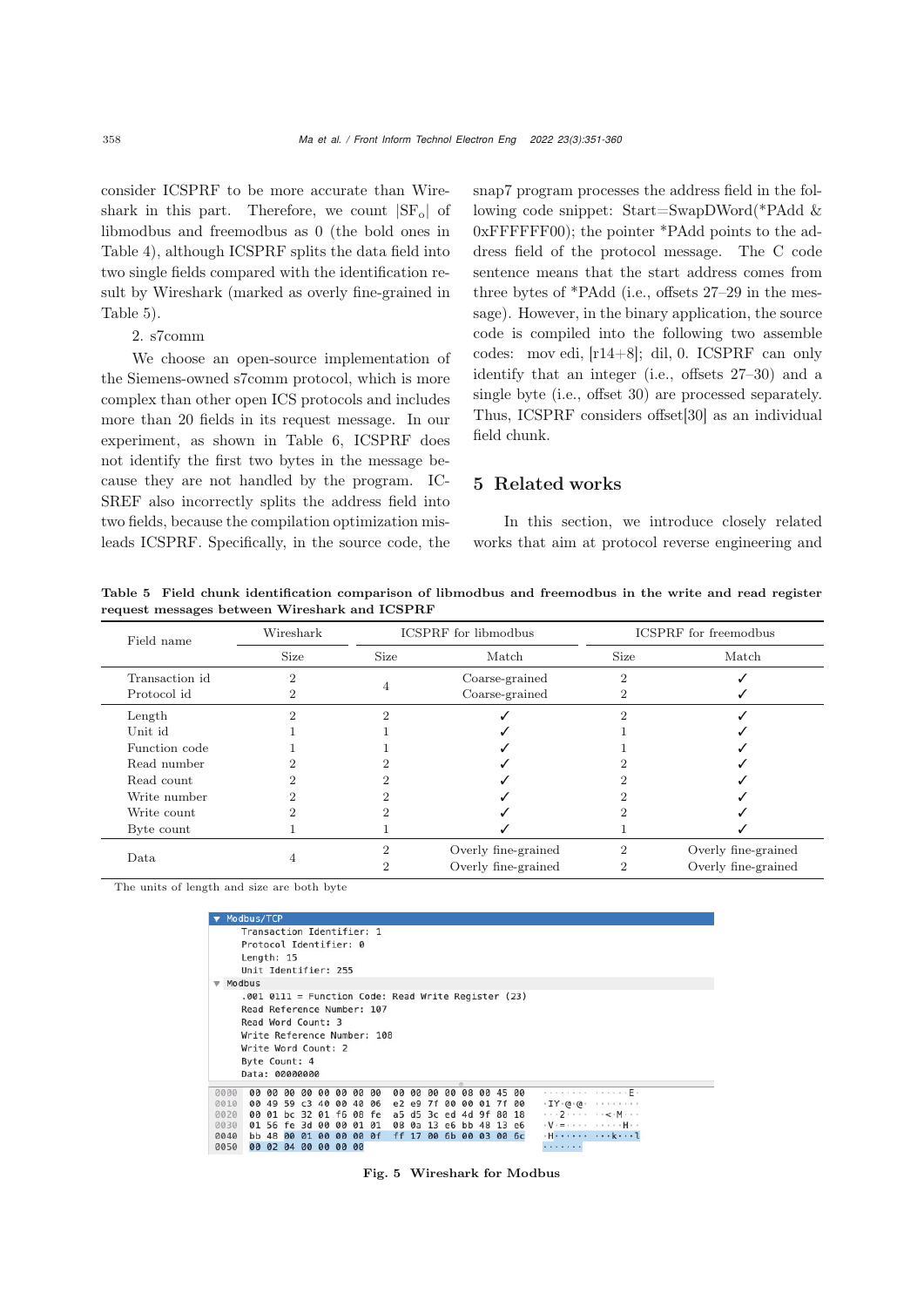consider ICSPRF to be more accurate than Wireshark in this part. Therefore, we count $|SF_o|$ of libmodbus and freemodbus as 0 (the bold ones in Table 4), although ICSPRF splits the data field into two single fields compared with the identification result by Wireshark (marked as overly fine-grained in Table 5).

2. s7comm

We choose an open-source implementation of the Siemens-owned s7comm protocol, which is more complex than other open ICS protocols and includes more than 20 fields in its request message. In our experiment, as shown in Table 6, ICSPRF does not identify the first two bytes in the message because they are not handled by the program. ICSREF also incorrectly splits the address field into two fields, because the compilation optimization misleads ICSPRF. Specifically, in the source code, the snap7 program processes the address field in the following code snippet: Start=SwapDWord(*PAdd & 0xFFFFFF00); the pointer *PAdd points to the address field of the protocol message. The C code sentence means that the start address comes from three bytes of *PAdd (i.e., offsets 27–29 in the message). However, in the binary application, the source code is compiled into the following two assemble codes: mov edi, [r14+8]; dil, 0. ICSPRF can only identify that an integer (i.e., offsets 27–30) and a single byte (i.e., offset 30) are processed separately. Thus, ICSPRF considers offset[30] as an individual field chunk.

## 5 Related works

In this section, we introduce closely related works that aim at protocol reverse engineering and

**Table 5 Field chunk identification comparison of libmodbus and freemodbus in the write and read register request messages between Wireshark and ICSPRF**

| Field name | Wireshark | ICSPRF for libmodbus | | ICSPRF for freemodbus | |
|---|---|---|---|---|---|
| | Size | Size | Match | Size | Match |
| Transaction id | 2 | 4 | Coarse-grained | 2 | ✓ |
| Protocol id | 2 | | Coarse-grained | 2 | ✓ |
| Length | 2 | 2 | ✓ | 2 | ✓ |
| Unit id | 1 | 1 | ✓ | 1 | ✓ |
| Function code | 1 | 1 | ✓ | 1 | ✓ |
| Read number | 2 | 2 | ✓ | 2 | ✓ |
| Read count | 2 | 2 | ✓ | 2 | ✓ |
| Write number | 2 | 2 | ✓ | 2 | ✓ |
| Write count | 2 | 2 | ✓ | 2 | ✓ |
| Byte count | 1 | 1 | ✓ | 1 | ✓ |
| Data | 4 | 2 | Overly fine-grained | 2 | Overly fine-grained |
| | | 2 | Overly fine-grained | 2 | Overly fine-grained |

The units of length and size are both byte

```
▼ Modbus/TCP
    Transaction Identifier: 1
    Protocol Identifier: 0
    Length: 15
    Unit Identifier: 255
▼ Modbus
    .001 0111 = Function Code: Read Write Register (23)
    Read Reference Number: 107
    Read Word Count: 3
    Write Reference Number: 108
    Write Word Count: 2
    Byte Count: 4
    Data: 00000000

0000  00 00 00 00 00 00 00 00  00 00 00 00 08 00 45 00   ········ ······E·
0010  00 49 59 c3 40 00 40 06  e2 e9 7f 00 00 01 7f 00   ·IY·@·@· ········
0020  00 01 bc 32 01 f6 08 fe  a5 d5 3c ed 4d 9f 80 18   ···2···· ··<·M···
0030  01 56 fe 3d 00 00 01 01  08 0a 13 e6 bb 48 13 e6   ·V·=···· ·····H··
0040  bb 48 00 01 00 00 00 0f  ff 17 00 6b 00 03 00 6c   ·H······ ···k···l
0050  00 02 04 00 00 00 00                               ·······
```

Fig. 5 Wireshark for Modbus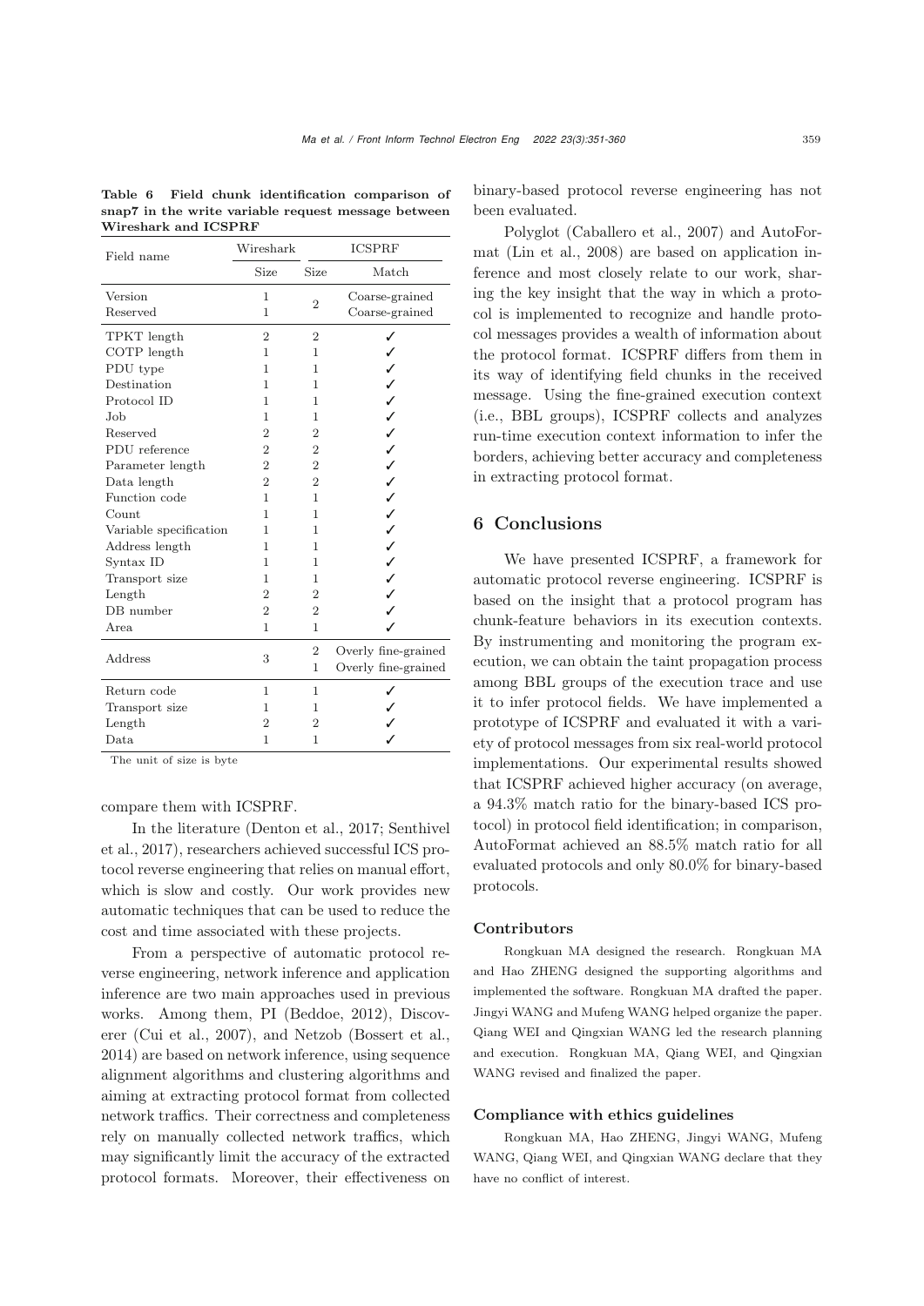**Table 6 Field chunk identification comparison of snap7 in the write variable request message between Wireshark and ICSPRF**

| Field name | Wireshark | ICSPRF | |
|---|---|---|---|
| | Size | Size | Match |
| Version | 1 | 2 | Coarse-grained |
| Reserved | 1 | | Coarse-grained |
| TPKT length | 2 | 2 | ✓ |
| COTP length | 1 | 1 | ✓ |
| PDU type | 1 | 1 | ✓ |
| Destination | 1 | 1 | ✓ |
| Protocol ID | 1 | 1 | ✓ |
| Job | 1 | 1 | ✓ |
| Reserved | 2 | 2 | ✓ |
| PDU reference | 2 | 2 | ✓ |
| Parameter length | 2 | 2 | ✓ |
| Data length | 2 | 2 | ✓ |
| Function code | 1 | 1 | ✓ |
| Count | 1 | 1 | ✓ |
| Variable specification | 1 | 1 | ✓ |
| Address length | 1 | 1 | ✓ |
| Syntax ID | 1 | 1 | ✓ |
| Transport size | 1 | 1 | ✓ |
| Length | 2 | 2 | ✓ |
| DB number | 2 | 2 | ✓ |
| Area | 1 | 1 | ✓ |
| Address | 3 | 2 | Overly fine-grained |
| | | 1 | Overly fine-grained |
| Return code | 1 | 1 | ✓ |
| Transport size | 1 | 1 | ✓ |
| Length | 2 | 2 | ✓ |
| Data | 1 | 1 | ✓ |

The unit of size is byte

compare them with ICSPRF.

In the literature (Denton et al., 2017; Senthivel et al., 2017), researchers achieved successful ICS protocol reverse engineering that relies on manual effort, which is slow and costly. Our work provides new automatic techniques that can be used to reduce the cost and time associated with these projects.

From a perspective of automatic protocol reverse engineering, network inference and application inference are two main approaches used in previous works. Among them, PI (Beddoe, 2012), Discoverer (Cui et al., 2007), and Netzob (Bossert et al., 2014) are based on network inference, using sequence alignment algorithms and clustering algorithms and aiming at extracting protocol format from collected network traffics. Their correctness and completeness rely on manually collected network traffics, which may significantly limit the accuracy of the extracted protocol formats. Moreover, their effectiveness on binary-based protocol reverse engineering has not been evaluated.

Polyglot (Caballero et al., 2007) and AutoFormat (Lin et al., 2008) are based on application inference and most closely relate to our work, sharing the key insight that the way in which a protocol is implemented to recognize and handle protocol messages provides a wealth of information about the protocol format. ICSPRF differs from them in its way of identifying field chunks in the received message. Using the fine-grained execution context (i.e., BBL groups), ICSPRF collects and analyzes run-time execution context information to infer the borders, achieving better accuracy and completeness in extracting protocol format.

## 6 Conclusions

We have presented ICSPRF, a framework for automatic protocol reverse engineering. ICSPRF is based on the insight that a protocol program has chunk-feature behaviors in its execution contexts. By instrumenting and monitoring the program execution, we can obtain the taint propagation process among BBL groups of the execution trace and use it to infer protocol fields. We have implemented a prototype of ICSPRF and evaluated it with a variety of protocol messages from six real-world protocol implementations. Our experimental results showed that ICSPRF achieved higher accuracy (on average, a 94.3% match ratio for the binary-based ICS protocol) in protocol field identification; in comparison, AutoFormat achieved an 88.5% match ratio for all evaluated protocols and only 80.0% for binary-based protocols.

### Contributors

Rongkuan MA designed the research. Rongkuan MA and Hao ZHENG designed the supporting algorithms and implemented the software. Rongkuan MA drafted the paper. Jingyi WANG and Mufeng WANG helped organize the paper. Qiang WEI and Qingxian WANG led the research planning and execution. Rongkuan MA, Qiang WEI, and Qingxian WANG revised and finalized the paper.

### Compliance with ethics guidelines

Rongkuan MA, Hao ZHENG, Jingyi WANG, Mufeng WANG, Qiang WEI, and Qingxian WANG declare that they have no conflict of interest.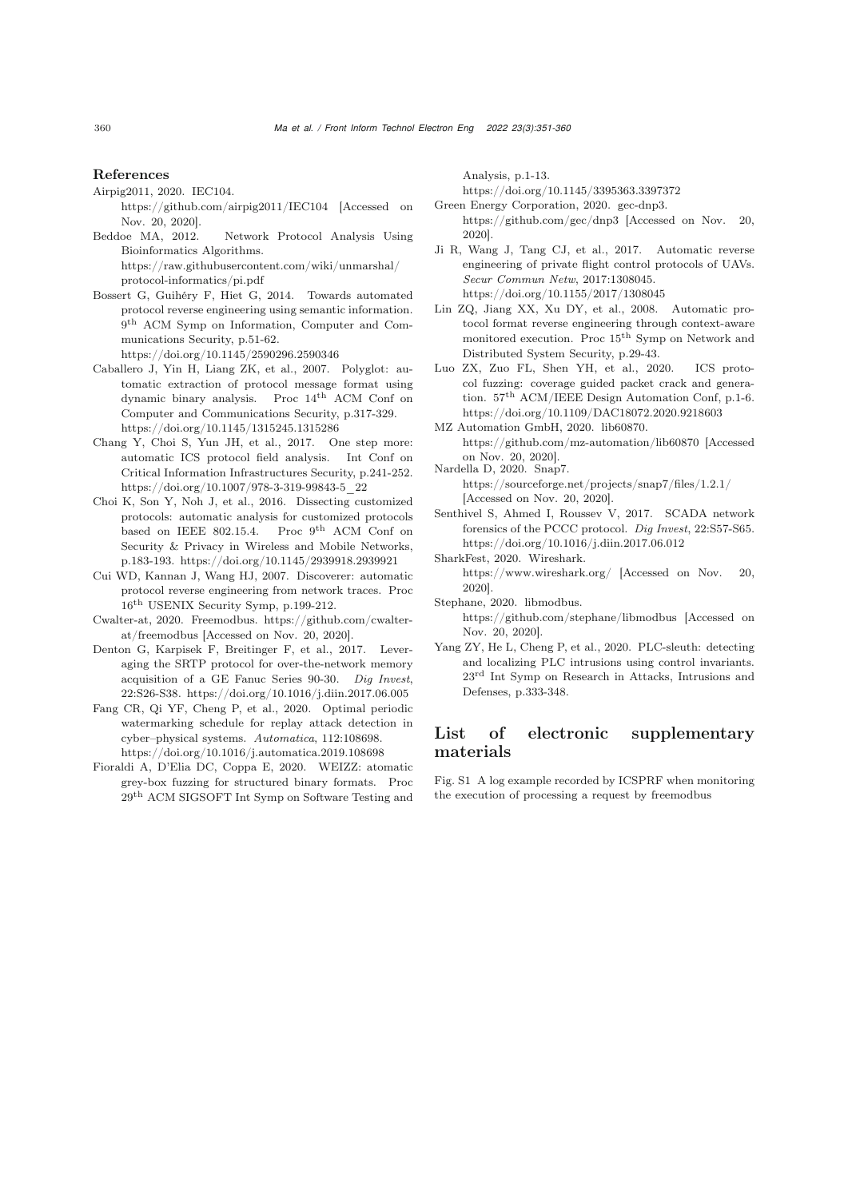## References

Airpig2011, 2020. IEC104. https://github.com/airpig2011/IEC104 [Accessed on Nov. 20, 2020].

Beddoe MA, 2012. Network Protocol Analysis Using Bioinformatics Algorithms. https://raw.githubusercontent.com/wiki/unmarshal/protocol-informatics/pi.pdf

Bossert G, Guihéry F, Hiet G, 2014. Towards automated protocol reverse engineering using semantic information. 9th ACM Symp on Information, Computer and Communications Security, p.51-62. https://doi.org/10.1145/2590296.2590346

Caballero J, Yin H, Liang ZK, et al., 2007. Polyglot: automatic extraction of protocol message format using dynamic binary analysis. Proc 14th ACM Conf on Computer and Communications Security, p.317-329. https://doi.org/10.1145/1315245.1315286

Chang Y, Choi S, Yun JH, et al., 2017. One step more: automatic ICS protocol field analysis. Int Conf on Critical Information Infrastructures Security, p.241-252. https://doi.org/10.1007/978-3-319-99843-5_22

Choi K, Son Y, Noh J, et al., 2016. Dissecting customized protocols: automatic analysis for customized protocols based on IEEE 802.15.4. Proc 9th ACM Conf on Security & Privacy in Wireless and Mobile Networks, p.183-193. https://doi.org/10.1145/2939918.2939921

Cui WD, Kannan J, Wang HJ, 2007. Discoverer: automatic protocol reverse engineering from network traces. Proc 16th USENIX Security Symp, p.199-212.

Cwalter-at, 2020. Freemodbus. https://github.com/cwalter-at/freemodbus [Accessed on Nov. 20, 2020].

Denton G, Karpisek F, Breitinger F, et al., 2017. Leveraging the SRTP protocol for over-the-network memory acquisition of a GE Fanuc Series 90-30. *Dig Invest*, 22:S26-S38. https://doi.org/10.1016/j.diin.2017.06.005

Fang CR, Qi YF, Cheng P, et al., 2020. Optimal periodic watermarking schedule for replay attack detection in cyber–physical systems. *Automatica*, 112:108698. https://doi.org/10.1016/j.automatica.2019.108698

Fioraldi A, D'Elia DC, Coppa E, 2020. WEIZZ: atomatic grey-box fuzzing for structured binary formats. Proc 29th ACM SIGSOFT Int Symp on Software Testing and Analysis, p.1-13. https://doi.org/10.1145/3395363.3397372

Green Energy Corporation, 2020. gec-dnp3. https://github.com/gec/dnp3 [Accessed on Nov. 20, 2020].

Ji R, Wang J, Tang CJ, et al., 2017. Automatic reverse engineering of private flight control protocols of UAVs. *Secur Commun Netw*, 2017:1308045. https://doi.org/10.1155/2017/1308045

Lin ZQ, Jiang XX, Xu DY, et al., 2008. Automatic protocol format reverse engineering through context-aware monitored execution. Proc 15th Symp on Network and Distributed System Security, p.29-43.

Luo ZX, Zuo FL, Shen YH, et al., 2020. ICS protocol fuzzing: coverage guided packet crack and generation. 57th ACM/IEEE Design Automation Conf, p.1-6. https://doi.org/10.1109/DAC18072.2020.9218603

MZ Automation GmbH, 2020. lib60870. https://github.com/mz-automation/lib60870 [Accessed on Nov. 20, 2020].

Nardella D, 2020. Snap7. https://sourceforge.net/projects/snap7/files/1.2.1/ [Accessed on Nov. 20, 2020].

Senthivel S, Ahmed I, Roussev V, 2017. SCADA network forensics of the PCCC protocol. *Dig Invest*, 22:S57-S65. https://doi.org/10.1016/j.diin.2017.06.012

SharkFest, 2020. Wireshark. https://www.wireshark.org/ [Accessed on Nov. 20, 2020].

Stephane, 2020. libmodbus. https://github.com/stephane/libmodbus [Accessed on Nov. 20, 2020].

Yang ZY, He L, Cheng P, et al., 2020. PLC-sleuth: detecting and localizing PLC intrusions using control invariants. 23rd Int Symp on Research in Attacks, Intrusions and Defenses, p.333-348.

## List of electronic supplementary materials

Fig. S1 A log example recorded by ICSPRF when monitoring the execution of processing a request by freemodbus